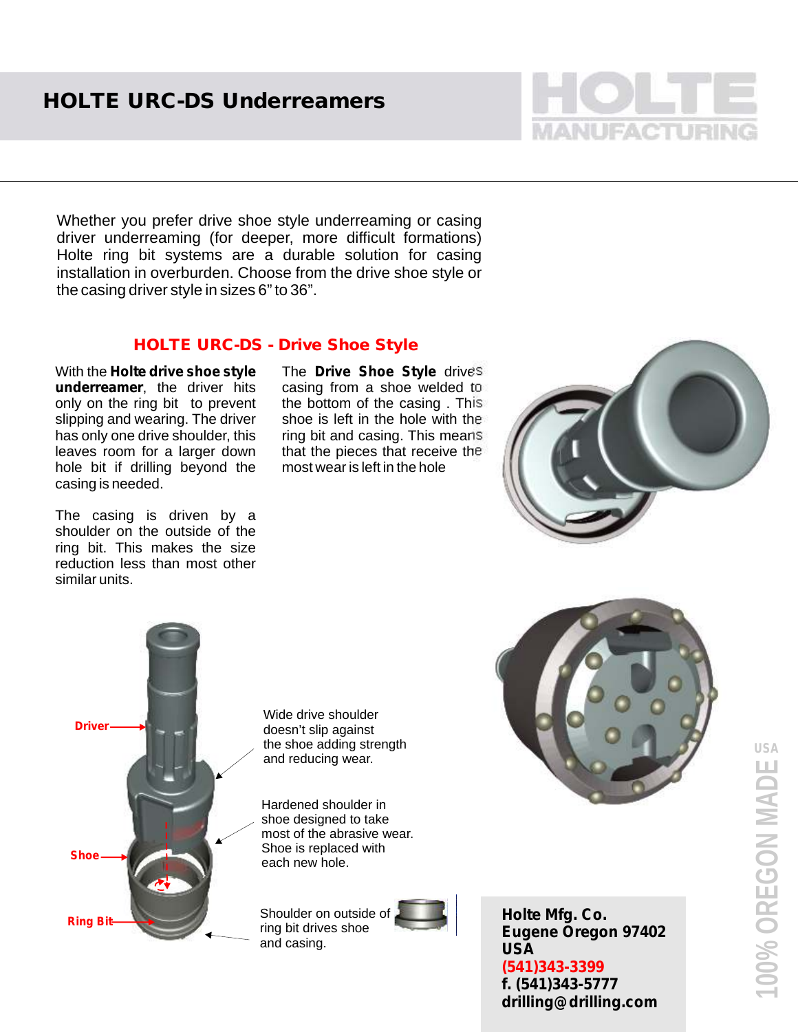# HOLTE URC-DS Underreamers

HOLTE MANUFACTURING

Whether you prefer drive shoe style underreaming or casing driver underreaming (for deeper, more difficult formations) Holte ring bit systems are a durable solution for casing installation in overburden. Choose from the drive shoe style or the casing driver style in sizes 6" to 36".

## HOLTE URC-DS - Drive Shoe Style

With the **Holte drive shoe style underreamer**, the driver hits only on the ring bit to prevent slipping and wearing. The driver has only one drive shoulder, this leaves room for a larger down hole bit if drilling beyond the casing is needed.

The casing is driven by a shoulder on the outside of the ring bit. This makes the size reduction less than most other similar units.

The **Drive Shoe Style** drives casing from a shoe welded to the bottom of the casing . This shoe is left in the hole with the ring bit and casing. This means that the pieces that receive the most wear is left in the hole

Driver

Shoe

Ring Bit

Wide drive shoulder doesn't slip against the shoe adding strength and reducing wear.

Hardened shoulder in shoe designed to take most of the abrasive wear. Shoe is replaced with each new hole.

Shoulder on outside of ring bit drives shoe and casing.

**Holte Mfg. Co.**
**Eugene Oregon 97402**
**USA**
**(541)343-3399**
**f. (541)343-5777**
**drilling@drilling.com**

USA 100% OREGON MADE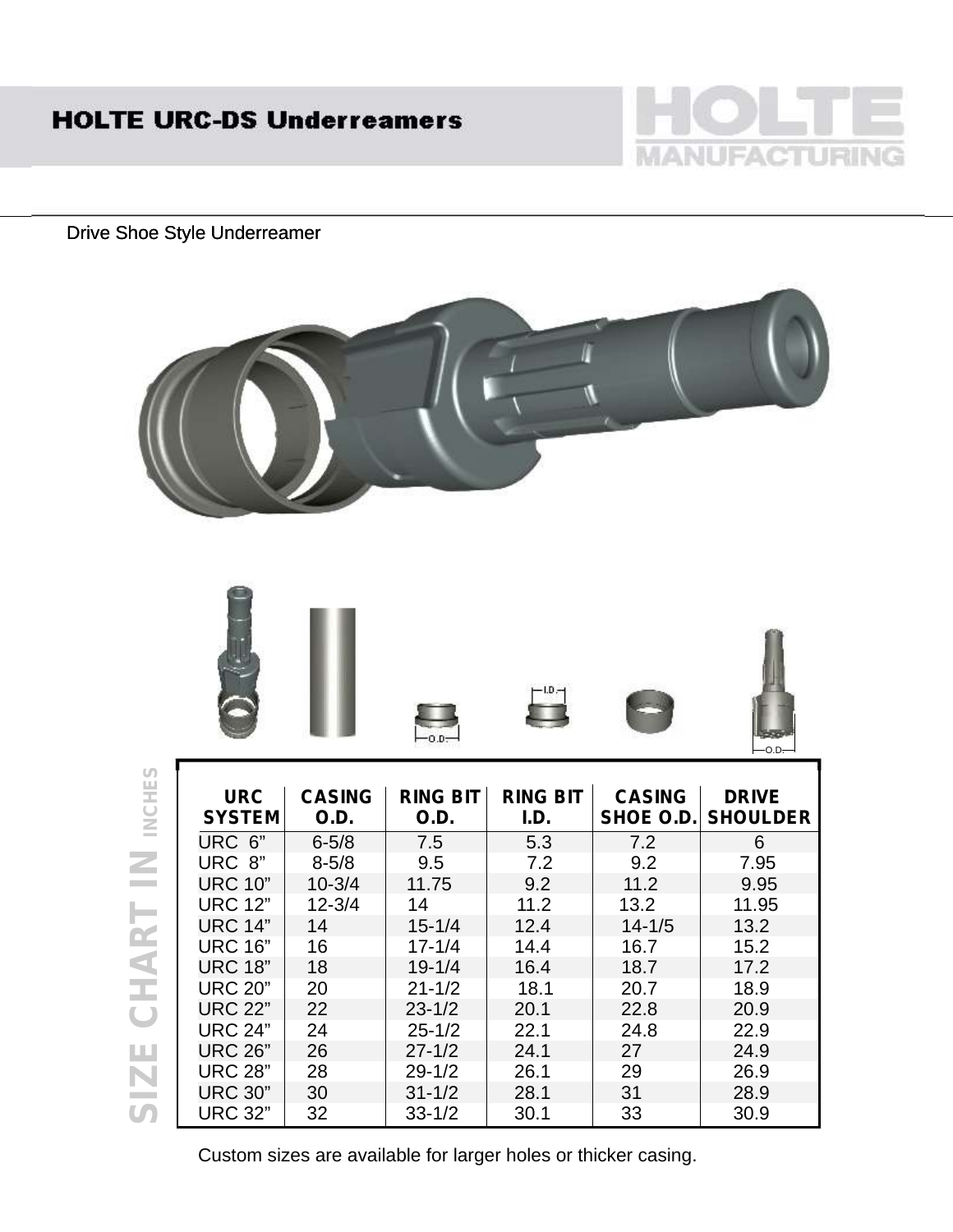# HOLTE URC-DS Underreamers

HOLTE MANUFACTURING

Drive Shoe Style Underreamer

I.D.

O.D.

O.D.

SIZE CHART IN INCHES

| URC SYSTEM | CASING O.D. | RING BIT O.D. | RING BIT I.D. | CASING SHOE O.D. | DRIVE SHOULDER |
|---|---|---|---|---|---|
| URC 6" | 6-5/8 | 7.5 | 5.3 | 7.2 | 6 |
| URC 8" | 8-5/8 | 9.5 | 7.2 | 9.2 | 7.95 |
| URC 10" | 10-3/4 | 11.75 | 9.2 | 11.2 | 9.95 |
| URC 12" | 12-3/4 | 14 | 11.2 | 13.2 | 11.95 |
| URC 14" | 14 | 15-1/4 | 12.4 | 14-1/5 | 13.2 |
| URC 16" | 16 | 17-1/4 | 14.4 | 16.7 | 15.2 |
| URC 18" | 18 | 19-1/4 | 16.4 | 18.7 | 17.2 |
| URC 20" | 20 | 21-1/2 | 18.1 | 20.7 | 18.9 |
| URC 22" | 22 | 23-1/2 | 20.1 | 22.8 | 20.9 |
| URC 24" | 24 | 25-1/2 | 22.1 | 24.8 | 22.9 |
| URC 26" | 26 | 27-1/2 | 24.1 | 27 | 24.9 |
| URC 28" | 28 | 29-1/2 | 26.1 | 29 | 26.9 |
| URC 30" | 30 | 31-1/2 | 28.1 | 31 | 28.9 |
| URC 32" | 32 | 33-1/2 | 30.1 | 33 | 30.9 |

Custom sizes are available for larger holes or thicker casing.